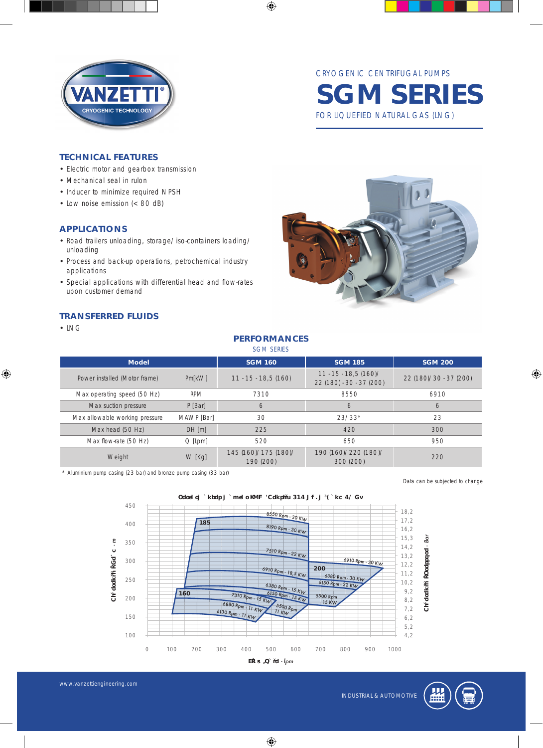# CRYOGENIC CENTRIFUGAL PUMPS

# SGM SERIES

FOR LIQUEFIED NATURAL GAS (LNG)

## TECHNICAL FEATURES

- Electric motor and gearbox transmission
- Mechanical seal in rulon
- Inducer to minimize required NPSH
- Low noise emission (< 80 dB)

## APPLICATIONS

- Road trailers unloading, storage/iso-containers loading/unloading
- Process and back-up operations, petrochemical industry applications
- Special applications with differential head and flow-rates upon customer demand

## TRANSFERRED FLUIDS

- LNG

## PERFORMANCES

SGM SERIES

| Model | | SGM 160 | SGM 185 | SGM 200 |
|---|---|---|---|---|
| Power installed (Motor frame) | Pm[kW] | 11 - 15 - 18,5 (160) | 11 - 15 - 18,5 (160)/ 22 (180) - 30 - 37 (200) | 22 (180)/ 30 - 37 (200) |
| Max operating speed (50 Hz) | RPM | 7310 | 8550 | 6910 |
| Max suction pressure | P [Bar] | 6 | 6 | 6 |
| Max allowable working pressure | MAWP [Bar] | 30 | 23/33* | 23 |
| Max head (50 Hz) | DH [m] | 225 | 420 | 300 |
| Max flow-rate (50 Hz) | Q [Lpm] | 520 | 650 | 950 |
| Weight | W [Kg] | 145 (160)/ 175 (180)/ 190 (200) | 190 (160)/ 220 (180)/ 300 (200) | 220 |

\* Aluminium pump casing (23 bar) and bronze pump casing (33 bar)

Data can be subjected to change

Performance chart (SGM 160 / 185 / 200). Y-axis (left): Differential head - m (100–450). Y-axis (right): Differential pressure - Bar (4,2–18,2). X-axis: Flow rate - lpm (0–1000).

Curves — 185: 8550 Rpm - 30 KW; 8190 Rpm - 30 KW; 7510 Rpm - 22 KW; 6910 Rpm - 18,5 KW; 6380 Rpm - 15 KW; 6150 Rpm - 15 KW; 5500 Rpm - 11 KW. 160: 7310 Rpm - 15 KW; 6880 Rpm - 11 KW; 6130 Rpm - 11 KW. 200: 6910 Rpm - 30 KW; 6380 Rpm - 30 KW; 6150 Rpm - 22 KW; 5500 Rpm 15 KW.

www.vanzettiengineering.com

INDUSTRIAL & AUTOMOTIVE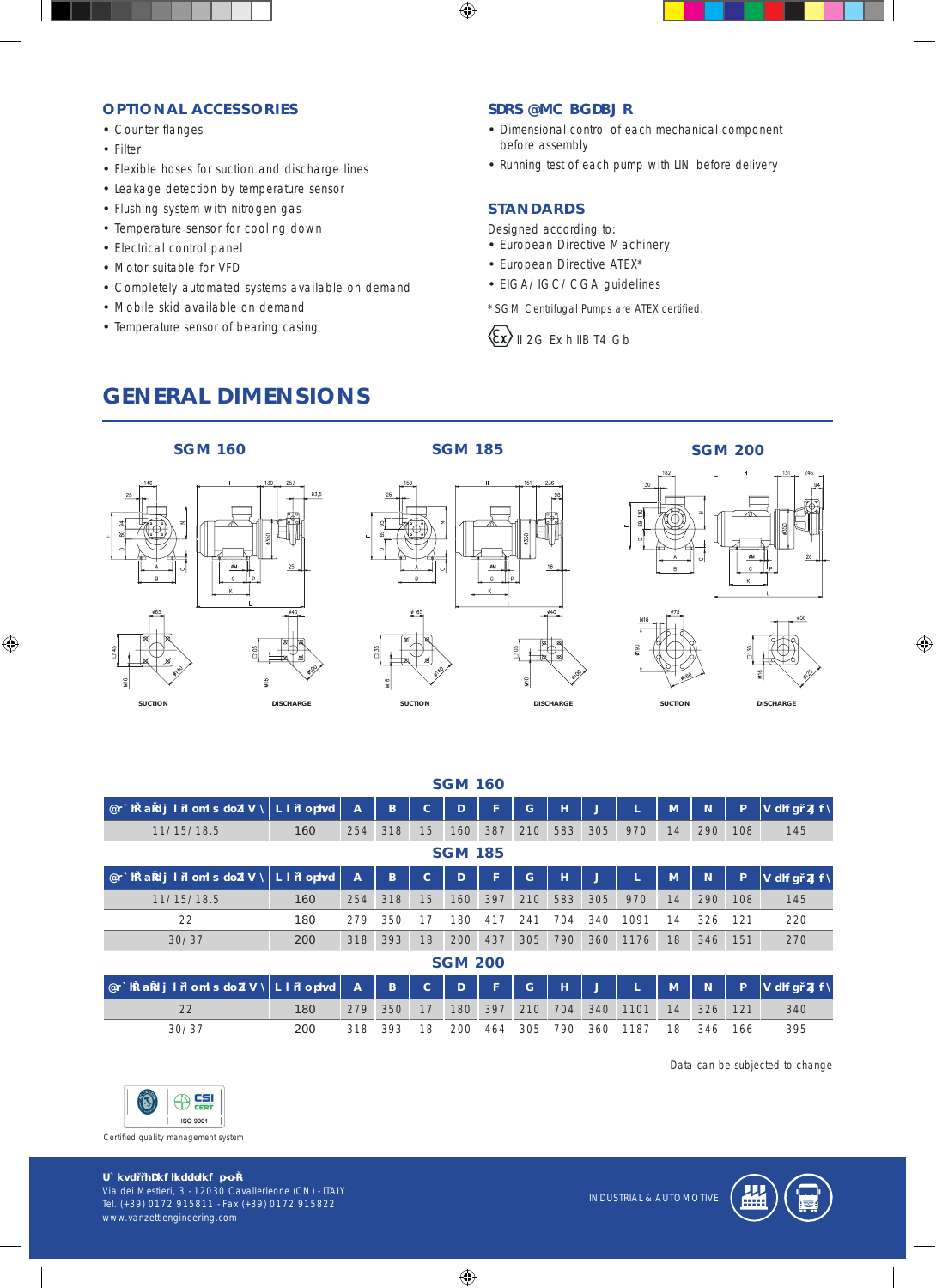## OPTIONAL ACCESSORIES

- Counter flanges
- Filter
- Flexible hoses for suction and discharge lines
- Leakage detection by temperature sensor
- Flushing system with nitrogen gas
- Temperature sensor for cooling down
- Electrical control panel
- Motor suitable for VFD
- Completely automated systems available on demand
- Mobile skid available on demand
- Temperature sensor of bearing casing

## SDRS @MC BGDBJ R

- Dimensional control of each mechanical component before assembly
- Running test of each pump with LIN before delivery

## STANDARDS

Designed according to:

- European Directive Machinery
- European Directive ATEX*
- EIGA / IGC / CGA guidelines

*SGM Centrifugal Pumps are ATEX certified.

Ex II 2G Ex h IIB T4 Gb

# GENERAL DIMENSIONS

## SGM 160

## SGM 185

## SGM 200

### SGM 160

| @r`łR aŘdj l ři ořnl s doŽ V \ | L l ři ophvd | A | B | C | D | F | G | H | J | L | M | N | P | V dlf gřŽj f \ |
|---|---|---|---|---|---|---|---|---|---|---|---|---|---|---|
| 11/15/18.5 | 160 | 254 | 318 | 15 | 160 | 387 | 210 | 583 | 305 | 970 | 14 | 290 | 108 | 145 |

### SGM 185

| @r`łR aŘdj l ři ořnl s doŽ V \ | L l ři ophvd | A | B | C | D | F | G | H | J | L | M | N | P | V dlf gřŽj f \ |
|---|---|---|---|---|---|---|---|---|---|---|---|---|---|---|
| 11/15/18.5 | 160 | 254 | 318 | 15 | 160 | 397 | 210 | 583 | 305 | 970 | 14 | 290 | 108 | 145 |
| 22 | 180 | 279 | 350 | 17 | 180 | 417 | 241 | 704 | 340 | 1091 | 14 | 326 | 121 | 220 |
| 30/37 | 200 | 318 | 393 | 18 | 200 | 437 | 305 | 790 | 360 | 1176 | 18 | 346 | 151 | 270 |

### SGM 200

| @r`łR aŘdj l ři ořnl s doŽ V \ | L l ři ophvd | A | B | C | D | F | G | H | J | L | M | N | P | V dlf gřŽj f \ |
|---|---|---|---|---|---|---|---|---|---|---|---|---|---|---|
| 22 | 180 | 279 | 350 | 17 | 180 | 397 | 210 | 704 | 340 | 1101 | 14 | 326 | 121 | 340 |
| 30/37 | 200 | 318 | 393 | 18 | 200 | 464 | 305 | 790 | 360 | 1187 | 18 | 346 | 166 | 395 |

Data can be subjected to change

CSI CERT ISO 9001

Certified quality management system

**U`kvdřřhDkf lkdddkf p-oŘ**
Via dei Mestieri, 3 - 12030 Cavallerleone (CN) - ITALY
Tel. (+39) 0172 915811 - Fax (+39) 0172 915822
www.vanzettiengineering.com

INDUSTRIAL & AUTOMOTIVE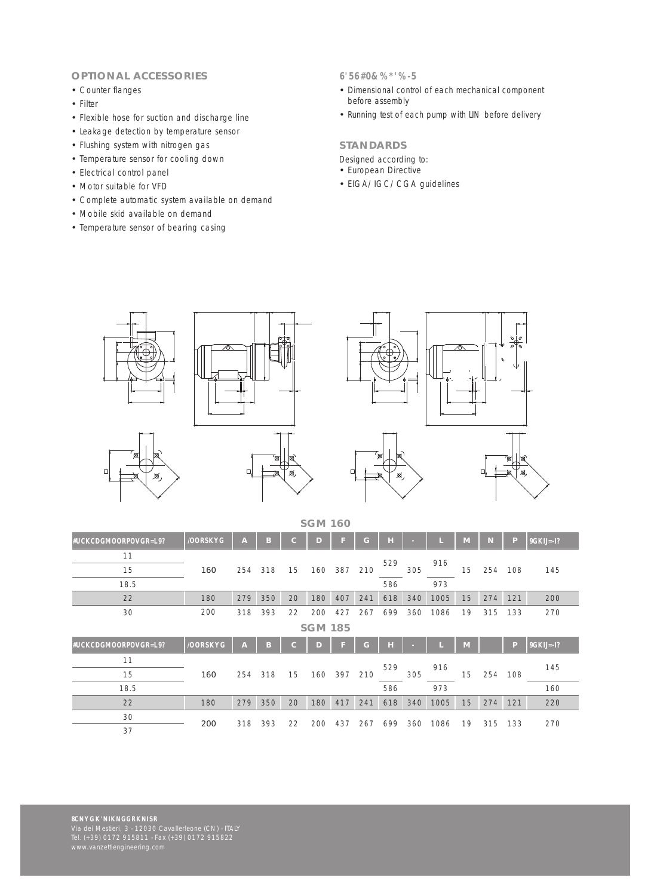## OPTIONAL ACCESSORIES

- Counter flanges
- Filter
- Flexible hose for suction and discharge line
- Leakage detection by temperature sensor
- Flushing system with nitrogen gas
- Temperature sensor for cooling down
- Electrical control panel
- Motor suitable for VFD
- Complete automatic system available on demand
- Mobile skid available on demand
- Temperature sensor of bearing casing

## 6'56#0&%*'%-5

- Dimensional control of each mechanical component before assembly
- Running test of each pump with LIN before delivery

## STANDARDS

Designed according to:

- European Directive
- EIGA / IGC / CGA guidelines

### SGM 160

| #UCKCDGMOORPOVGR=L9? | /OORSKYG | A | B | C | D | F | G | H | - | L | M | N | P | 9GKIJ=-I? |
|---|---|---|---|---|---|---|---|---|---|---|---|---|---|---|
| 11 | 160 | 254 | 318 | 15 | 160 | 387 | 210 | 529 | 305 | 916 | 15 | 254 | 108 | 145 |
| 15 | | | | | | | | | | | | | | |
| 18.5 | | | | | | | | 586 | | 973 | | | | |
| 22 | 180 | 279 | 350 | 20 | 180 | 407 | 241 | 618 | 340 | 1005 | 15 | 274 | 121 | 200 |
| 30 | 200 | 318 | 393 | 22 | 200 | 427 | 267 | 699 | 360 | 1086 | 19 | 315 | 133 | 270 |

### SGM 185

| #UCKCDGMOORPOVGR=L9? | /OORSKYG | A | B | C | D | F | G | H | - | L | M | | P | 9GKIJ=-I? |
|---|---|---|---|---|---|---|---|---|---|---|---|---|---|---|
| 11 | 160 | 254 | 318 | 15 | 160 | 397 | 210 | 529 | 305 | 916 | 15 | 254 | 108 | 145 |
| 15 | | | | | | | | | | | | | | |
| 18.5 | | | | | | | | 586 | | 973 | | | | 160 |
| 22 | 180 | 279 | 350 | 20 | 180 | 417 | 241 | 618 | 340 | 1005 | 15 | 274 | 121 | 220 |
| 30 | 200 | 318 | 393 | 22 | 200 | 437 | 267 | 699 | 360 | 1086 | 19 | 315 | 133 | 270 |
| 37 | | | | | | | | | | | | | | |

**8CNYGK'NIKNGGRKNISR**
Via dei Mestieri, 3 - 12030 Cavallerleone (CN) - ITALY
Tel. (+39) 0172 915811 - Fax (+39) 0172 915822
www.vanzettiengineering.com